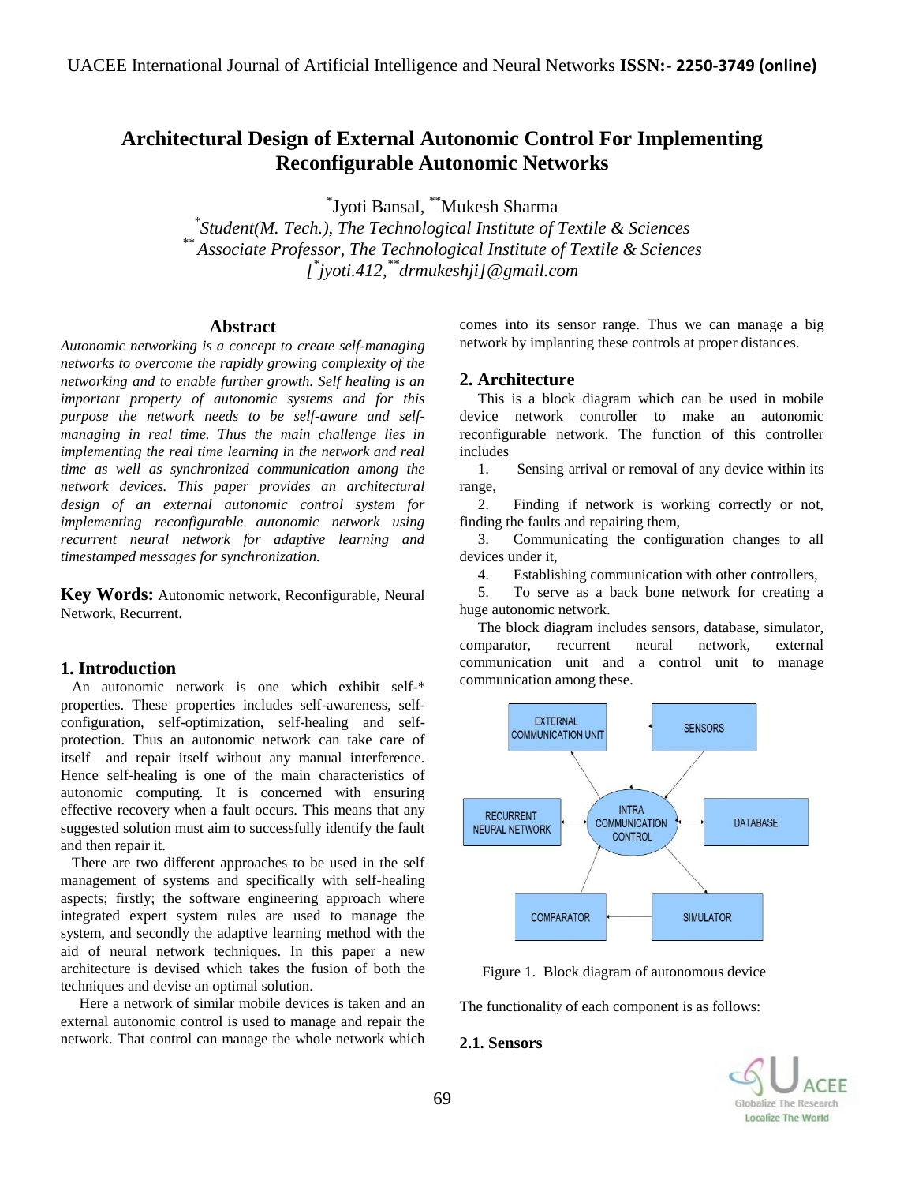# Architectural Design of External Autonomic Control For Implementing Reconfigurable Autonomic Networks

*Jyoti Bansal, **Mukesh Sharma

*\*Student(M. Tech.), The Technological Institute of Textile & Sciences*

*\*\* Associate Professor, The Technological Institute of Textile & Sciences*

*[\*jyoti.412, \*\*drmukeshji]@gmail.com*

## Abstract

*Autonomic networking is a concept to create self-managing networks to overcome the rapidly growing complexity of the networking and to enable further growth. Self healing is an important property of autonomic systems and for this purpose the network needs to be self-aware and self-managing in real time. Thus the main challenge lies in implementing the real time learning in the network and real time as well as synchronized communication among the network devices. This paper provides an architectural design of an external autonomic control system for implementing reconfigurable autonomic network using recurrent neural network for adaptive learning and timestamped messages for synchronization.*

**Key Words:** Autonomic network, Reconfigurable, Neural Network, Recurrent.

## 1. Introduction

An autonomic network is one which exhibit self-* properties. These properties includes self-awareness, self-configuration, self-optimization, self-healing and self-protection. Thus an autonomic network can take care of itself and repair itself without any manual interference. Hence self-healing is one of the main characteristics of autonomic computing. It is concerned with ensuring effective recovery when a fault occurs. This means that any suggested solution must aim to successfully identify the fault and then repair it.

There are two different approaches to be used in the self management of systems and specifically with self-healing aspects; firstly; the software engineering approach where integrated expert system rules are used to manage the system, and secondly the adaptive learning method with the aid of neural network techniques. In this paper a new architecture is devised which takes the fusion of both the techniques and devise an optimal solution.

Here a network of similar mobile devices is taken and an external autonomic control is used to manage and repair the network. That control can manage the whole network which comes into its sensor range. Thus we can manage a big network by implanting these controls at proper distances.

## 2. Architecture

This is a block diagram which can be used in mobile device network controller to make an autonomic reconfigurable network. The function of this controller includes

1. Sensing arrival or removal of any device within its range,
2. Finding if network is working correctly or not, finding the faults and repairing them,
3. Communicating the configuration changes to all devices under it,
4. Establishing communication with other controllers,
5. To serve as a back bone network for creating a huge autonomic network.

The block diagram includes sensors, database, simulator, comparator, recurrent neural network, external communication unit and a control unit to manage communication among these.

Figure 1. Block diagram of autonomous device

The functionality of each component is as follows:

### 2.1. Sensors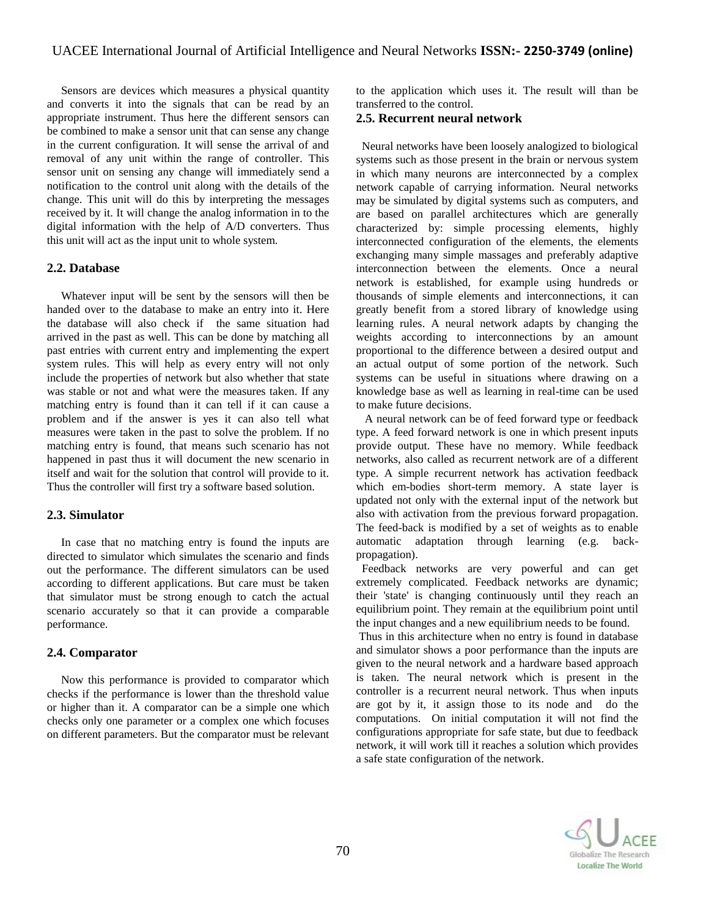Sensors are devices which measures a physical quantity and converts it into the signals that can be read by an appropriate instrument. Thus here the different sensors can be combined to make a sensor unit that can sense any change in the current configuration. It will sense the arrival of and removal of any unit within the range of controller. This sensor unit on sensing any change will immediately send a notification to the control unit along with the details of the change. This unit will do this by interpreting the messages received by it. It will change the analog information in to the digital information with the help of A/D converters. Thus this unit will act as the input unit to whole system.

### 2.2. Database

Whatever input will be sent by the sensors will then be handed over to the database to make an entry into it. Here the database will also check if the same situation had arrived in the past as well. This can be done by matching all past entries with current entry and implementing the expert system rules. This will help as every entry will not only include the properties of network but also whether that state was stable or not and what were the measures taken. If any matching entry is found than it can tell if it can cause a problem and if the answer is yes it can also tell what measures were taken in the past to solve the problem. If no matching entry is found, that means such scenario has not happened in past thus it will document the new scenario in itself and wait for the solution that control will provide to it. Thus the controller will first try a software based solution.

### 2.3. Simulator

In case that no matching entry is found the inputs are directed to simulator which simulates the scenario and finds out the performance. The different simulators can be used according to different applications. But care must be taken that simulator must be strong enough to catch the actual scenario accurately so that it can provide a comparable performance.

### 2.4. Comparator

Now this performance is provided to comparator which checks if the performance is lower than the threshold value or higher than it. A comparator can be a simple one which checks only one parameter or a complex one which focuses on different parameters. But the comparator must be relevant to the application which uses it. The result will than be transferred to the control.

### 2.5. Recurrent neural network

Neural networks have been loosely analogized to biological systems such as those present in the brain or nervous system in which many neurons are interconnected by a complex network capable of carrying information. Neural networks may be simulated by digital systems such as computers, and are based on parallel architectures which are generally characterized by: simple processing elements, highly interconnected configuration of the elements, the elements exchanging many simple massages and preferably adaptive interconnection between the elements. Once a neural network is established, for example using hundreds or thousands of simple elements and interconnections, it can greatly benefit from a stored library of knowledge using learning rules. A neural network adapts by changing the weights according to interconnections by an amount proportional to the difference between a desired output and an actual output of some portion of the network. Such systems can be useful in situations where drawing on a knowledge base as well as learning in real-time can be used to make future decisions.

A neural network can be of feed forward type or feedback type. A feed forward network is one in which present inputs provide output. These have no memory. While feedback networks, also called as recurrent network are of a different type. A simple recurrent network has activation feedback which em-bodies short-term memory. A state layer is updated not only with the external input of the network but also with activation from the previous forward propagation. The feed-back is modified by a set of weights as to enable automatic adaptation through learning (e.g. back-propagation).

Feedback networks are very powerful and can get extremely complicated. Feedback networks are dynamic; their 'state' is changing continuously until they reach an equilibrium point. They remain at the equilibrium point until the input changes and a new equilibrium needs to be found.

Thus in this architecture when no entry is found in database and simulator shows a poor performance than the inputs are given to the neural network and a hardware based approach is taken. The neural network which is present in the controller is a recurrent neural network. Thus when inputs are got by it, it assign those to its node and do the computations. On initial computation it will not find the configurations appropriate for safe state, but due to feedback network, it will work till it reaches a solution which provides a safe state configuration of the network.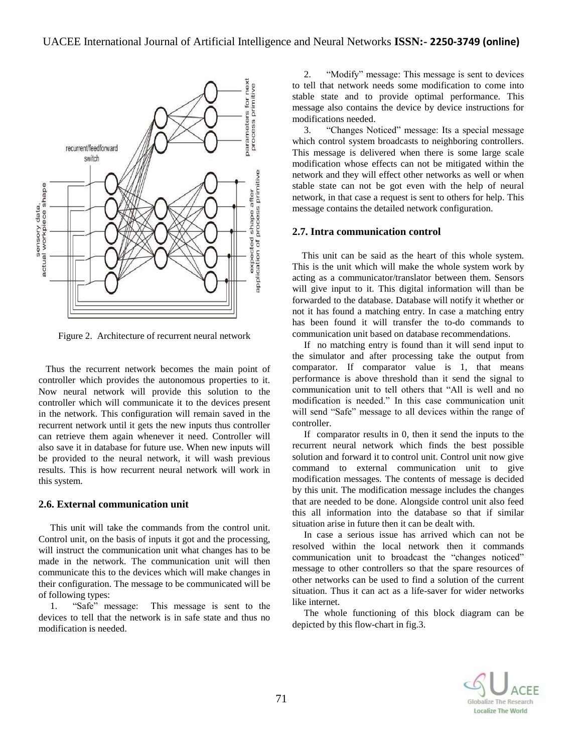Figure 2. Architecture of recurrent neural network

Thus the recurrent network becomes the main point of controller which provides the autonomous properties to it. Now neural network will provide this solution to the controller which will communicate it to the devices present in the network. This configuration will remain saved in the recurrent network until it gets the new inputs thus controller can retrieve them again whenever it need. Controller will also save it in database for future use. When new inputs will be provided to the neural network, it will wash previous results. This is how recurrent neural network will work in this system.

### 2.6. External communication unit

This unit will take the commands from the control unit. Control unit, on the basis of inputs it got and the processing, will instruct the communication unit what changes has to be made in the network. The communication unit will then communicate this to the devices which will make changes in their configuration. The message to be communicated will be of following types:

1. "Safe" message: This message is sent to the devices to tell that the network is in safe state and thus no modification is needed.
2. "Modify" message: This message is sent to devices to tell that network needs some modification to come into stable state and to provide optimal performance. This message also contains the device by device instructions for modifications needed.
3. "Changes Noticed" message: Its a special message which control system broadcasts to neighboring controllers. This message is delivered when there is some large scale modification whose effects can not be mitigated within the network and they will effect other networks as well or when stable state can not be got even with the help of neural network, in that case a request is sent to others for help. This message contains the detailed network configuration.

### 2.7. Intra communication control

This unit can be said as the heart of this whole system. This is the unit which will make the whole system work by acting as a communicator/translator between them. Sensors will give input to it. This digital information will than be forwarded to the database. Database will notify it whether or not it has found a matching entry. In case a matching entry has been found it will transfer the to-do commands to communication unit based on database recommendations.

If no matching entry is found than it will send input to the simulator and after processing take the output from comparator. If comparator value is 1, that means performance is above threshold than it send the signal to communication unit to tell others that "All is well and no modification is needed." In this case communication unit will send "Safe" message to all devices within the range of controller.

If comparator results in 0, then it send the inputs to the recurrent neural network which finds the best possible solution and forward it to control unit. Control unit now give command to external communication unit to give modification messages. The contents of message is decided by this unit. The modification message includes the changes that are needed to be done. Alongside control unit also feed this all information into the database so that if similar situation arise in future then it can be dealt with.

In case a serious issue has arrived which can not be resolved within the local network then it commands communication unit to broadcast the "changes noticed" message to other controllers so that the spare resources of other networks can be used to find a solution of the current situation. Thus it can act as a life-saver for wider networks like internet.

The whole functioning of this block diagram can be depicted by this flow-chart in fig.3.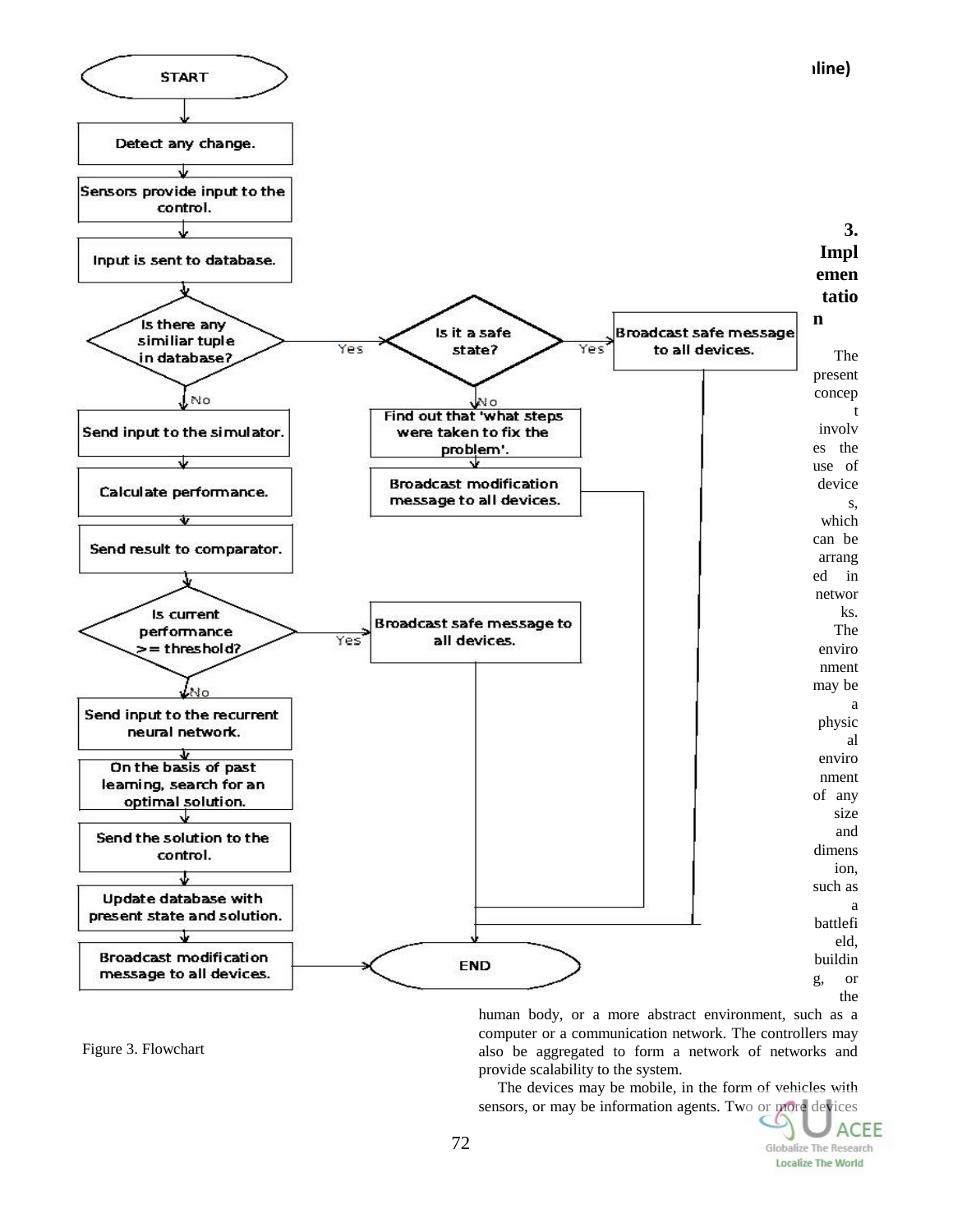Figure 3. Flowchart

## 3. Implementation

The present concept involves the use of devices, which can be arranged in networks. The environment may be a physical environment of any size and dimension, such as a battlefield, building, or the human body, or a more abstract environment, such as a computer or a communication network. The controllers may also be aggregated to form a network of networks and provide scalability to the system.

The devices may be mobile, in the form of vehicles with sensors, or may be information agents. Two or more devices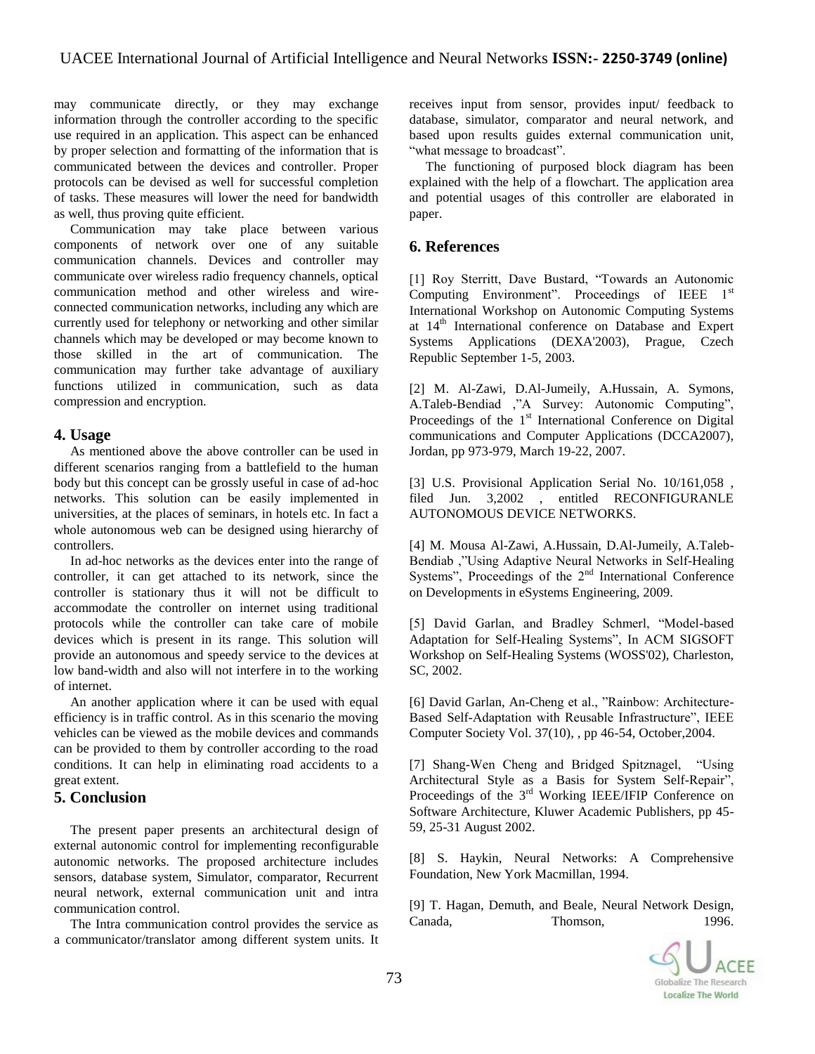may communicate directly, or they may exchange information through the controller according to the specific use required in an application. This aspect can be enhanced by proper selection and formatting of the information that is communicated between the devices and controller. Proper protocols can be devised as well for successful completion of tasks. These measures will lower the need for bandwidth as well, thus proving quite efficient.

Communication may take place between various components of network over one of any suitable communication channels. Devices and controller may communicate over wireless radio frequency channels, optical communication method and other wireless and wire-connected communication networks, including any which are currently used for telephony or networking and other similar channels which may be developed or may become known to those skilled in the art of communication. The communication may further take advantage of auxiliary functions utilized in communication, such as data compression and encryption.

## 4. Usage

As mentioned above the above controller can be used in different scenarios ranging from a battlefield to the human body but this concept can be grossly useful in case of ad-hoc networks. This solution can be easily implemented in universities, at the places of seminars, in hotels etc. In fact a whole autonomous web can be designed using hierarchy of controllers.

In ad-hoc networks as the devices enter into the range of controller, it can get attached to its network, since the controller is stationary thus it will not be difficult to accommodate the controller on internet using traditional protocols while the controller can take care of mobile devices which is present in its range. This solution will provide an autonomous and speedy service to the devices at low band-width and also will not interfere in to the working of internet.

An another application where it can be used with equal efficiency is in traffic control. As in this scenario the moving vehicles can be viewed as the mobile devices and commands can be provided to them by controller according to the road conditions. It can help in eliminating road accidents to a great extent.

## 5. Conclusion

The present paper presents an architectural design of external autonomic control for implementing reconfigurable autonomic networks. The proposed architecture includes sensors, database system, Simulator, comparator, Recurrent neural network, external communication unit and intra communication control.

The Intra communication control provides the service as a communicator/translator among different system units. It receives input from sensor, provides input/ feedback to database, simulator, comparator and neural network, and based upon results guides external communication unit, "what message to broadcast".

The functioning of purposed block diagram has been explained with the help of a flowchart. The application area and potential usages of this controller are elaborated in paper.

## 6. References

[1] Roy Sterritt, Dave Bustard, "Towards an Autonomic Computing Environment". Proceedings of IEEE 1st International Workshop on Autonomic Computing Systems at 14th International conference on Database and Expert Systems Applications (DEXA'2003), Prague, Czech Republic September 1-5, 2003.

[2] M. Al-Zawi, D.Al-Jumeily, A.Hussain, A. Symons, A.Taleb-Bendiad ,"A Survey: Autonomic Computing", Proceedings of the 1st International Conference on Digital communications and Computer Applications (DCCA2007), Jordan, pp 973-979, March 19-22, 2007.

[3] U.S. Provisional Application Serial No. 10/161,058 , filed Jun. 3,2002 , entitled RECONFIGURANLE AUTONOMOUS DEVICE NETWORKS.

[4] M. Mousa Al-Zawi, A.Hussain, D.Al-Jumeily, A.Taleb-Bendiab ,"Using Adaptive Neural Networks in Self-Healing Systems", Proceedings of the 2nd International Conference on Developments in eSystems Engineering, 2009.

[5] David Garlan, and Bradley Schmerl, "Model-based Adaptation for Self-Healing Systems", In ACM SIGSOFT Workshop on Self-Healing Systems (WOSS'02), Charleston, SC, 2002.

[6] David Garlan, An-Cheng et al., "Rainbow: Architecture-Based Self-Adaptation with Reusable Infrastructure", IEEE Computer Society Vol. 37(10), , pp 46-54, October,2004.

[7] Shang-Wen Cheng and Bridged Spitznagel, "Using Architectural Style as a Basis for System Self-Repair", Proceedings of the 3rd Working IEEE/IFIP Conference on Software Architecture, Kluwer Academic Publishers, pp 45-59, 25-31 August 2002.

[8] S. Haykin, Neural Networks: A Comprehensive Foundation, New York Macmillan, 1994.

[9] T. Hagan, Demuth, and Beale, Neural Network Design, Canada, Thomson, 1996.